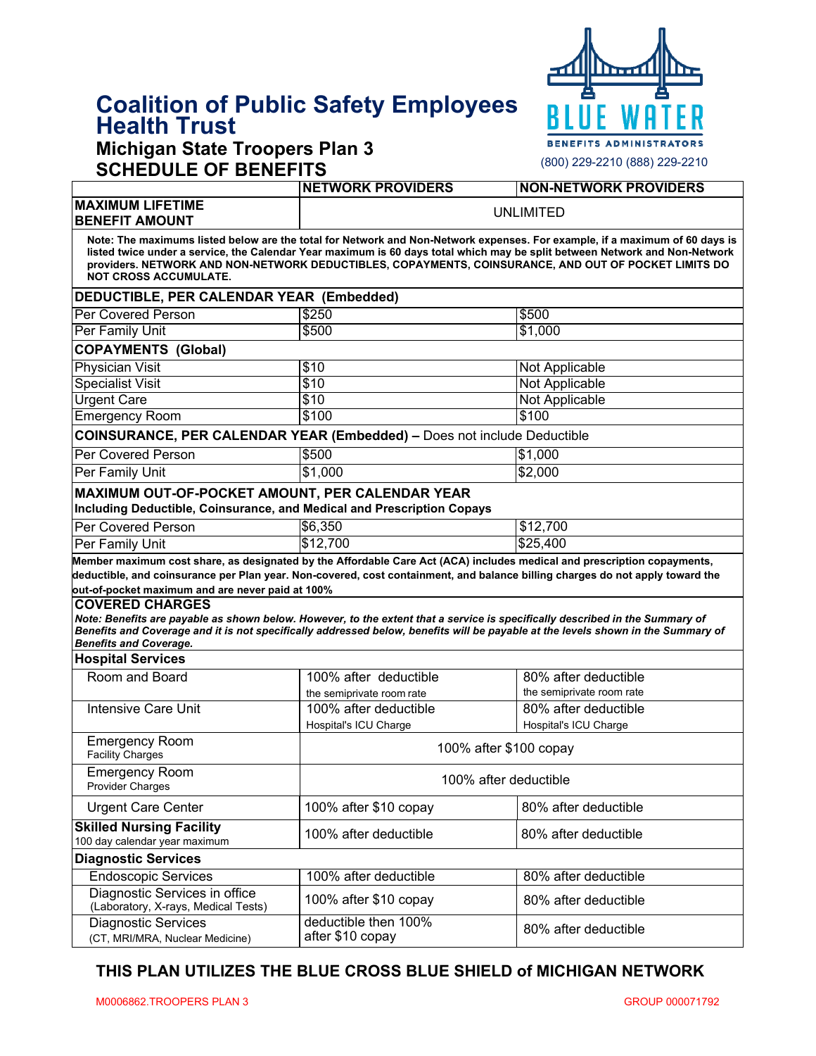# Coalition of Public Safety Employees Health Trust

## Michigan State Troopers Plan 3

## SCHEDULE OF BENEFITS

BLUE WATER BENEFITS ADMINISTRATORS

(800) 229-2210 (888) 229-2210

| | NETWORK PROVIDERS | NON-NETWORK PROVIDERS |
|---|---|---|
| **MAXIMUM LIFETIME BENEFIT AMOUNT** | UNLIMITED | |
| **Note: The maximums listed below are the total for Network and Non-Network expenses. For example, if a maximum of 60 days is listed twice under a service, the Calendar Year maximum is 60 days total which may be split between Network and Non-Network providers. NETWORK AND NON-NETWORK DEDUCTIBLES, COPAYMENTS, COINSURANCE, AND OUT OF POCKET LIMITS DO NOT CROSS ACCUMULATE.** | | |
| **DEDUCTIBLE, PER CALENDAR YEAR (Embedded)** | | |
| Per Covered Person | $250 | $500 |
| Per Family Unit | $500 | $1,000 |
| **COPAYMENTS (Global)** | | |
| Physician Visit | $10 | Not Applicable |
| Specialist Visit | $10 | Not Applicable |
| Urgent Care | $10 | Not Applicable |
| Emergency Room | $100 | $100 |
| **COINSURANCE, PER CALENDAR YEAR (Embedded) –** Does not include Deductible | | |
| Per Covered Person | $500 | $1,000 |
| Per Family Unit | $1,000 | $2,000 |
| **MAXIMUM OUT-OF-POCKET AMOUNT, PER CALENDAR YEAR** **Including Deductible, Coinsurance, and Medical and Prescription Copays** | | |
| Per Covered Person | $6,350 | $12,700 |
| Per Family Unit | $12,700 | $25,400 |
| **Member maximum cost share, as designated by the Affordable Care Act (ACA) includes medical and prescription copayments, deductible, and coinsurance per Plan year. Non-covered, cost containment, and balance billing charges do not apply toward the out-of-pocket maximum and are never paid at 100%** | | |
| **COVERED CHARGES** ***Note: Benefits are payable as shown below. However, to the extent that a service is specifically described in the Summary of Benefits and Coverage and it is not specifically addressed below, benefits will be payable at the levels shown in the Summary of Benefits and Coverage.*** | | |
| **Hospital Services** | | |
| Room and Board | 100% after deductible<br>the semiprivate room rate | 80% after deductible<br>the semiprivate room rate |
| Intensive Care Unit | 100% after deductible<br>Hospital's ICU Charge | 80% after deductible<br>Hospital's ICU Charge |
| Emergency Room<br>Facility Charges | 100% after $100 copay | |
| Emergency Room<br>Provider Charges | 100% after deductible | |
| Urgent Care Center | 100% after $10 copay | 80% after deductible |
| **Skilled Nursing Facility**<br>100 day calendar year maximum | 100% after deductible | 80% after deductible |
| **Diagnostic Services** | | |
| Endoscopic Services | 100% after deductible | 80% after deductible |
| Diagnostic Services in office<br>(Laboratory, X-rays, Medical Tests) | 100% after $10 copay | 80% after deductible |
| Diagnostic Services<br>(CT, MRI/MRA, Nuclear Medicine) | deductible then 100% after $10 copay | 80% after deductible |

**THIS PLAN UTILIZES THE BLUE CROSS BLUE SHIELD of MICHIGAN NETWORK**

M0006862.TROOPERS PLAN 3 GROUP 000071792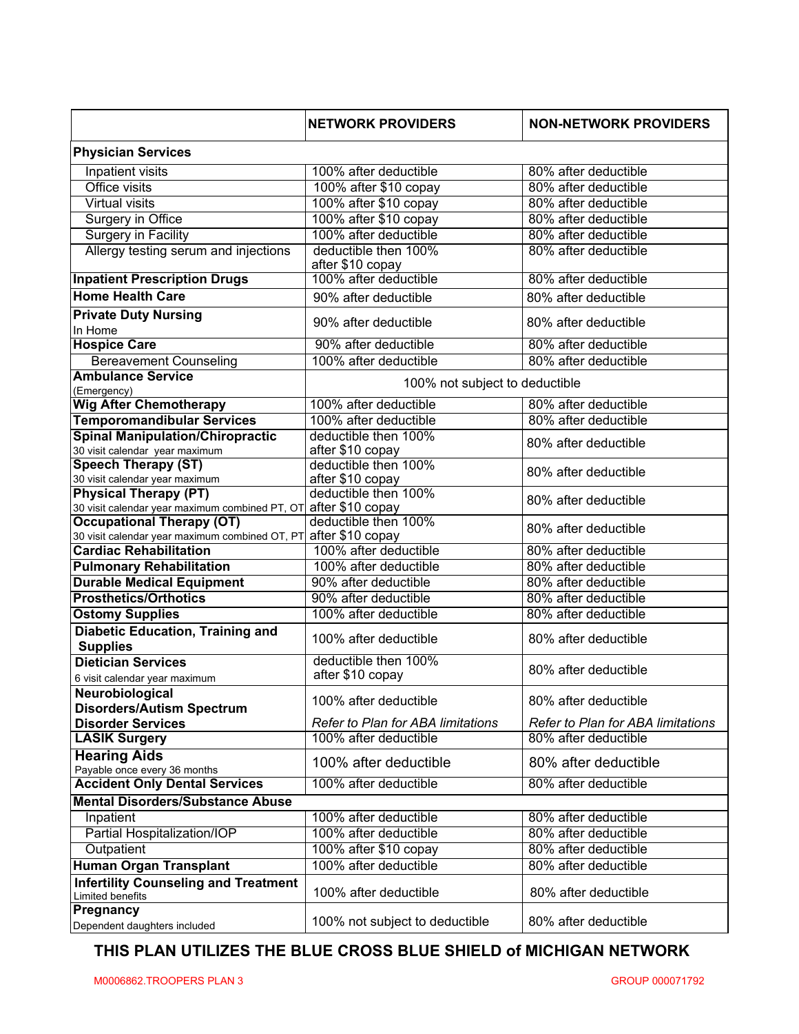| | NETWORK PROVIDERS | NON-NETWORK PROVIDERS |
|---|---|---|
| **Physician Services** | | |
| Inpatient visits | 100% after deductible | 80% after deductible |
| Office visits | 100% after $10 copay | 80% after deductible |
| Virtual visits | 100% after $10 copay | 80% after deductible |
| Surgery in Office | 100% after $10 copay | 80% after deductible |
| Surgery in Facility | 100% after deductible | 80% after deductible |
| Allergy testing serum and injections | deductible then 100% after $10 copay | 80% after deductible |
| **Inpatient Prescription Drugs** | 100% after deductible | 80% after deductible |
| **Home Health Care** | 90% after deductible | 80% after deductible |
| **Private Duty Nursing** In Home | 90% after deductible | 80% after deductible |
| **Hospice Care** | 90% after deductible | 80% after deductible |
| Bereavement Counseling | 100% after deductible | 80% after deductible |
| **Ambulance Service** (Emergency) | 100% not subject to deductible | |
| **Wig After Chemotherapy** | 100% after deductible | 80% after deductible |
| **Temporomandibular Services** | 100% after deductible | 80% after deductible |
| **Spinal Manipulation/Chiropractic** 30 visit calendar year maximum | deductible then 100% after $10 copay | 80% after deductible |
| **Speech Therapy (ST)** 30 visit calendar year maximum | deductible then 100% after $10 copay | 80% after deductible |
| **Physical Therapy (PT)** 30 visit calendar year maximum combined PT, OT | deductible then 100% after $10 copay | 80% after deductible |
| **Occupational Therapy (OT)** 30 visit calendar year maximum combined OT, PT | deductible then 100% after $10 copay | 80% after deductible |
| **Cardiac Rehabilitation** | 100% after deductible | 80% after deductible |
| **Pulmonary Rehabilitation** | 100% after deductible | 80% after deductible |
| **Durable Medical Equipment** | 90% after deductible | 80% after deductible |
| **Prosthetics/Orthotics** | 90% after deductible | 80% after deductible |
| **Ostomy Supplies** | 100% after deductible | 80% after deductible |
| **Diabetic Education, Training and Supplies** | 100% after deductible | 80% after deductible |
| **Dietician Services** 6 visit calendar year maximum | deductible then 100% after $10 copay | 80% after deductible |
| **Neurobiological Disorders/Autism Spectrum Disorder Services** | 100% after deductible *Refer to Plan for ABA limitations* | 80% after deductible *Refer to Plan for ABA limitations* |
| **LASIK Surgery** | 100% after deductible | 80% after deductible |
| **Hearing Aids** Payable once every 36 months | 100% after deductible | 80% after deductible |
| **Accident Only Dental Services** | 100% after deductible | 80% after deductible |
| **Mental Disorders/Substance Abuse** | | |
| Inpatient | 100% after deductible | 80% after deductible |
| Partial Hospitalization/IOP | 100% after deductible | 80% after deductible |
| Outpatient | 100% after $10 copay | 80% after deductible |
| **Human Organ Transplant** | 100% after deductible | 80% after deductible |
| **Infertility Counseling and Treatment** Limited benefits | 100% after deductible | 80% after deductible |
| **Pregnancy** Dependent daughters included | 100% not subject to deductible | 80% after deductible |

**THIS PLAN UTILIZES THE BLUE CROSS BLUE SHIELD of MICHIGAN NETWORK**

M0006862.TROOPERS PLAN 3 GROUP 000071792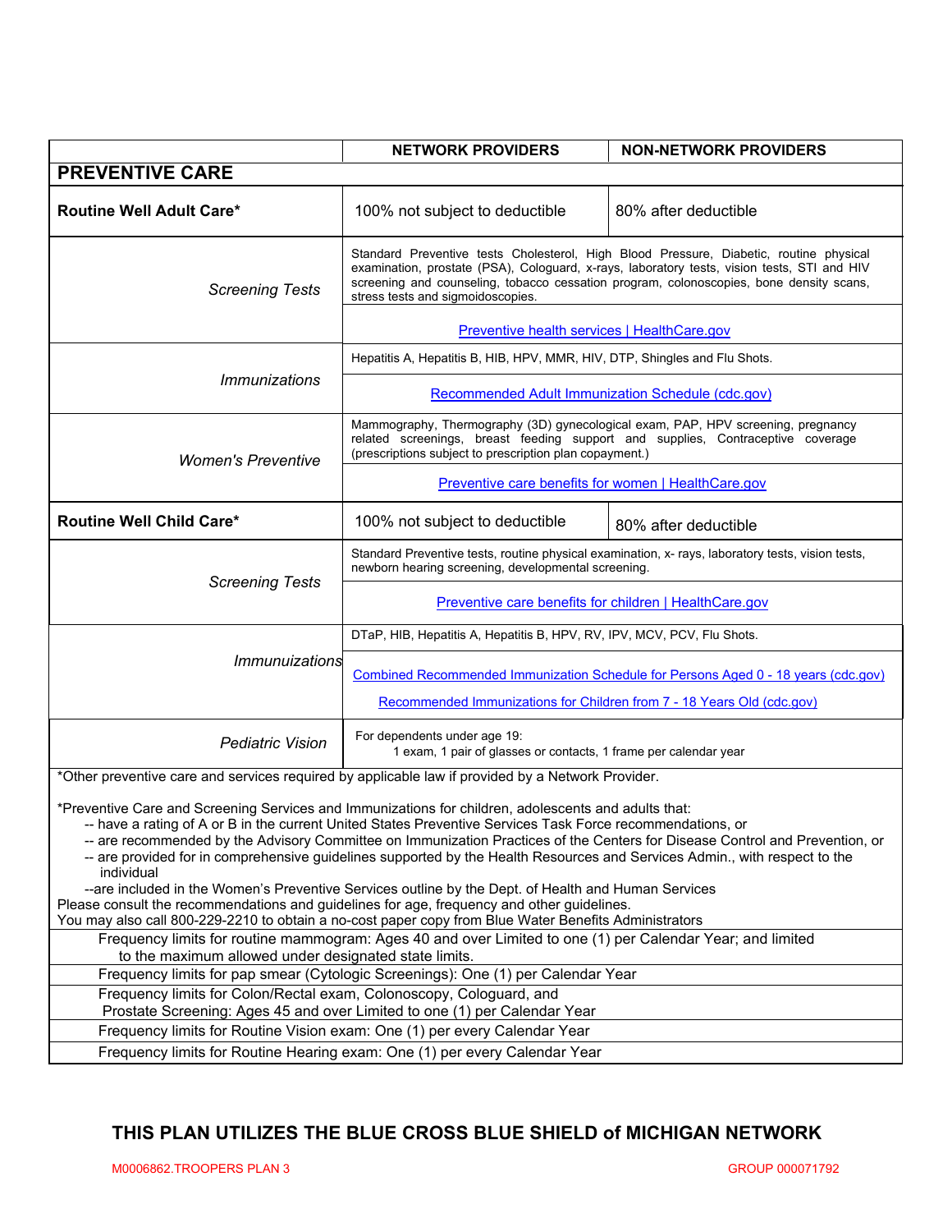| | NETWORK PROVIDERS | NON-NETWORK PROVIDERS |
|---|---|---|
| **PREVENTIVE CARE** | | |
| **Routine Well Adult Care*** | 100% not subject to deductible | 80% after deductible |
| *Screening Tests* | Standard Preventive tests Cholesterol, High Blood Pressure, Diabetic, routine physical examination, prostate (PSA), Cologuard, x-rays, laboratory tests, vision tests, STI and HIV screening and counseling, tobacco cessation program, colonoscopies, bone density scans, stress tests and sigmoidoscopies. | |
| | [Preventive health services \| HealthCare.gov]() | |
| *Immunizations* | Hepatitis A, Hepatitis B, HIB, HPV, MMR, HIV, DTP, Shingles and Flu Shots. | |
| | [Recommended Adult Immunization Schedule (cdc.gov)]() | |
| *Women's Preventive* | Mammography, Thermography (3D) gynecological exam, PAP, HPV screening, pregnancy related screenings, breast feeding support and supplies, Contraceptive coverage (prescriptions subject to prescription plan copayment.) | |
| | [Preventive care benefits for women \| HealthCare.gov]() | |
| **Routine Well Child Care*** | 100% not subject to deductible | 80% after deductible |
| *Screening Tests* | Standard Preventive tests, routine physical examination, x- rays, laboratory tests, vision tests, newborn hearing screening, developmental screening. | |
| | [Preventive care benefits for children \| HealthCare.gov]() | |
| *Immunizations* | DTaP, HIB, Hepatitis A, Hepatitis B, HPV, RV, IPV, MCV, PCV, Flu Shots. | |
| | [Combined Recommended Immunization Schedule for Persons Aged 0 - 18 years (cdc.gov)]() [Recommended Immunizations for Children from 7 - 18 Years Old (cdc.gov)]() | |
| *Pediatric Vision* | For dependents under age 19: 1 exam, 1 pair of glasses or contacts, 1 frame per calendar year | |

*Other preventive care and services required by applicable law if provided by a Network Provider.

*Preventive Care and Screening Services and Immunizations for children, adolescents and adults that:
- -- have a rating of A or B in the current United States Preventive Services Task Force recommendations, or
- -- are recommended by the Advisory Committee on Immunization Practices of the Centers for Disease Control and Prevention, or
- -- are provided for in comprehensive guidelines supported by the Health Resources and Services Admin., with respect to the individual
- --are included in the Women's Preventive Services outline by the Dept. of Health and Human Services

Please consult the recommendations and guidelines for age, frequency and other guidelines.
You may also call 800-229-2210 to obtain a no-cost paper copy from Blue Water Benefits Administrators

| Frequency limits |
|---|
| Frequency limits for routine mammogram: Ages 40 and over Limited to one (1) per Calendar Year; and limited to the maximum allowed under designated state limits. |
| Frequency limits for pap smear (Cytologic Screenings): One (1) per Calendar Year |
| Frequency limits for Colon/Rectal exam, Colonoscopy, Cologuard, and Prostate Screening: Ages 45 and over Limited to one (1) per Calendar Year |
| Frequency limits for Routine Vision exam: One (1) per every Calendar Year |
| Frequency limits for Routine Hearing exam: One (1) per every Calendar Year |

**THIS PLAN UTILIZES THE BLUE CROSS BLUE SHIELD of MICHIGAN NETWORK**

M0006862.TROOPERS PLAN 3 GROUP 000071792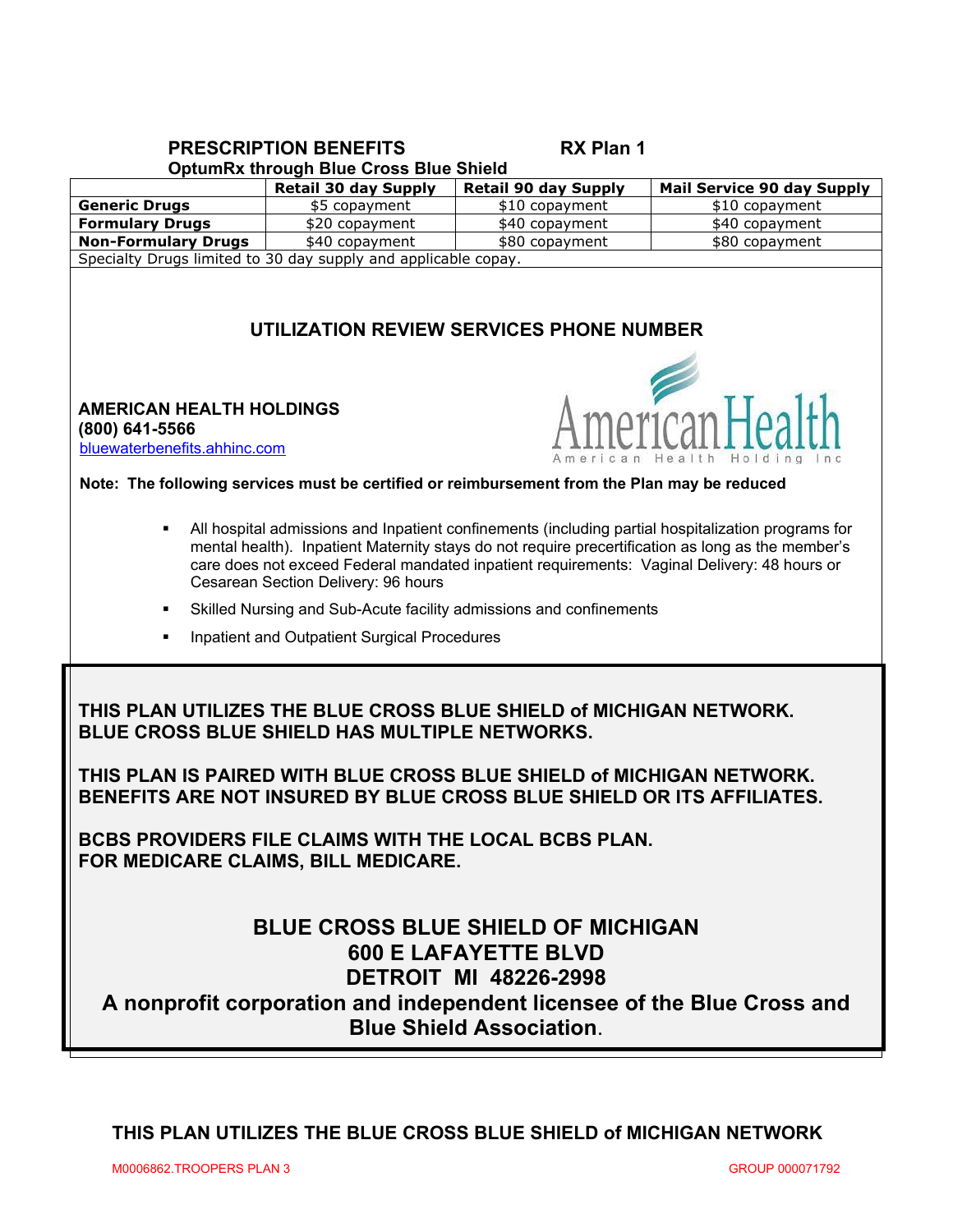## PRESCRIPTION BENEFITS RX Plan 1

**OptumRx through Blue Cross Blue Shield**

| | Retail 30 day Supply | Retail 90 day Supply | Mail Service 90 day Supply |
|---|---|---|---|
| **Generic Drugs** | $5 copayment | $10 copayment | $10 copayment |
| **Formulary Drugs** | $20 copayment | $40 copayment | $40 copayment |
| **Non-Formulary Drugs** | $40 copayment | $80 copayment | $80 copayment |
| Specialty Drugs limited to 30 day supply and applicable copay. | | | |

## UTILIZATION REVIEW SERVICES PHONE NUMBER

**AMERICAN HEALTH HOLDINGS**
**(800) 641-5566**
bluewaterbenefits.ahhinc.com

American Health
American Health Holding Inc

**Note: The following services must be certified or reimbursement from the Plan may be reduced**

- All hospital admissions and Inpatient confinements (including partial hospitalization programs for mental health). Inpatient Maternity stays do not require precertification as long as the member's care does not exceed Federal mandated inpatient requirements: Vaginal Delivery: 48 hours or Cesarean Section Delivery: 96 hours
- Skilled Nursing and Sub-Acute facility admissions and confinements
- Inpatient and Outpatient Surgical Procedures

**THIS PLAN UTILIZES THE BLUE CROSS BLUE SHIELD of MICHIGAN NETWORK.**
**BLUE CROSS BLUE SHIELD HAS MULTIPLE NETWORKS.**

**THIS PLAN IS PAIRED WITH BLUE CROSS BLUE SHIELD of MICHIGAN NETWORK.**
**BENEFITS ARE NOT INSURED BY BLUE CROSS BLUE SHIELD OR ITS AFFILIATES.**

**BCBS PROVIDERS FILE CLAIMS WITH THE LOCAL BCBS PLAN.**
**FOR MEDICARE CLAIMS, BILL MEDICARE.**

**BLUE CROSS BLUE SHIELD OF MICHIGAN**
**600 E LAFAYETTE BLVD**
**DETROIT MI 48226-2998**
**A nonprofit corporation and independent licensee of the Blue Cross and Blue Shield Association.**

**THIS PLAN UTILIZES THE BLUE CROSS BLUE SHIELD of MICHIGAN NETWORK**

M0006862.TROOPERS PLAN 3 GROUP 000071792